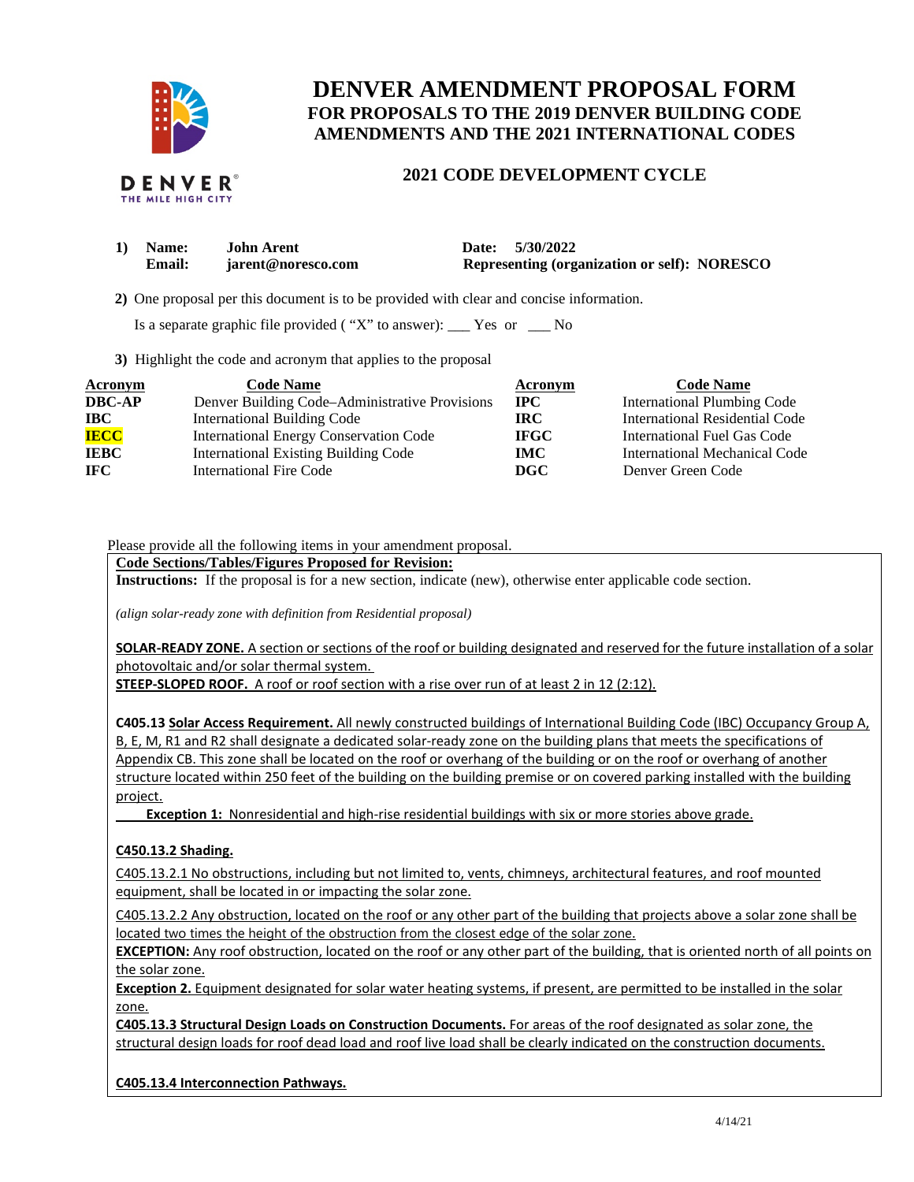# DENVER AMENDMENT PROPOSAL FORM
## FOR PROPOSALS TO THE 2019 DENVER BUILDING CODE AMENDMENTS AND THE 2021 INTERNATIONAL CODES

### 2021 CODE DEVELOPMENT CYCLE

**1) Name:** **John Arent** **Date:** **5/30/2022**
**Email:** **jarent@noresco.com** **Representing (organization or self): NORESCO**

**2)** One proposal per this document is to be provided with clear and concise information.

Is a separate graphic file provided ( "X" to answer): ___ Yes or ___ No

**3)** Highlight the code and acronym that applies to the proposal

| Acronym | Code Name | Acronym | Code Name |
|---|---|---|---|
| **DBC-AP** | Denver Building Code–Administrative Provisions | **IPC** | International Plumbing Code |
| **IBC** | International Building Code | **IRC** | International Residential Code |
| **IECC** | International Energy Conservation Code | **IFGC** | International Fuel Gas Code |
| **IEBC** | International Existing Building Code | **IMC** | International Mechanical Code |
| **IFC** | International Fire Code | **DGC** | Denver Green Code |

Please provide all the following items in your amendment proposal.

**Code Sections/Tables/Figures Proposed for Revision:**
**Instructions:** If the proposal is for a new section, indicate (new), otherwise enter applicable code section.

*(align solar-ready zone with definition from Residential proposal)*

**SOLAR-READY ZONE.** A section or sections of the roof or building designated and reserved for the future installation of a solar photovoltaic and/or solar thermal system.
**STEEP-SLOPED ROOF.** A roof or roof section with a rise over run of at least 2 in 12 (2:12).

**C405.13 Solar Access Requirement.** All newly constructed buildings of International Building Code (IBC) Occupancy Group A, B, E, M, R1 and R2 shall designate a dedicated solar-ready zone on the building plans that meets the specifications of Appendix CB. This zone shall be located on the roof or overhang of the building or on the roof or overhang of another structure located within 250 feet of the building on the building premise or on covered parking installed with the building project.

**Exception 1:** Nonresidential and high-rise residential buildings with six or more stories above grade.

**C450.13.2 Shading.**

C405.13.2.1 No obstructions, including but not limited to, vents, chimneys, architectural features, and roof mounted equipment, shall be located in or impacting the solar zone.

C405.13.2.2 Any obstruction, located on the roof or any other part of the building that projects above a solar zone shall be located two times the height of the obstruction from the closest edge of the solar zone.
**EXCEPTION:** Any roof obstruction, located on the roof or any other part of the building, that is oriented north of all points on the solar zone.
**Exception 2.** Equipment designated for solar water heating systems, if present, are permitted to be installed in the solar zone.
**C405.13.3 Structural Design Loads on Construction Documents.** For areas of the roof designated as solar zone, the structural design loads for roof dead load and roof live load shall be clearly indicated on the construction documents.

**C405.13.4 Interconnection Pathways.**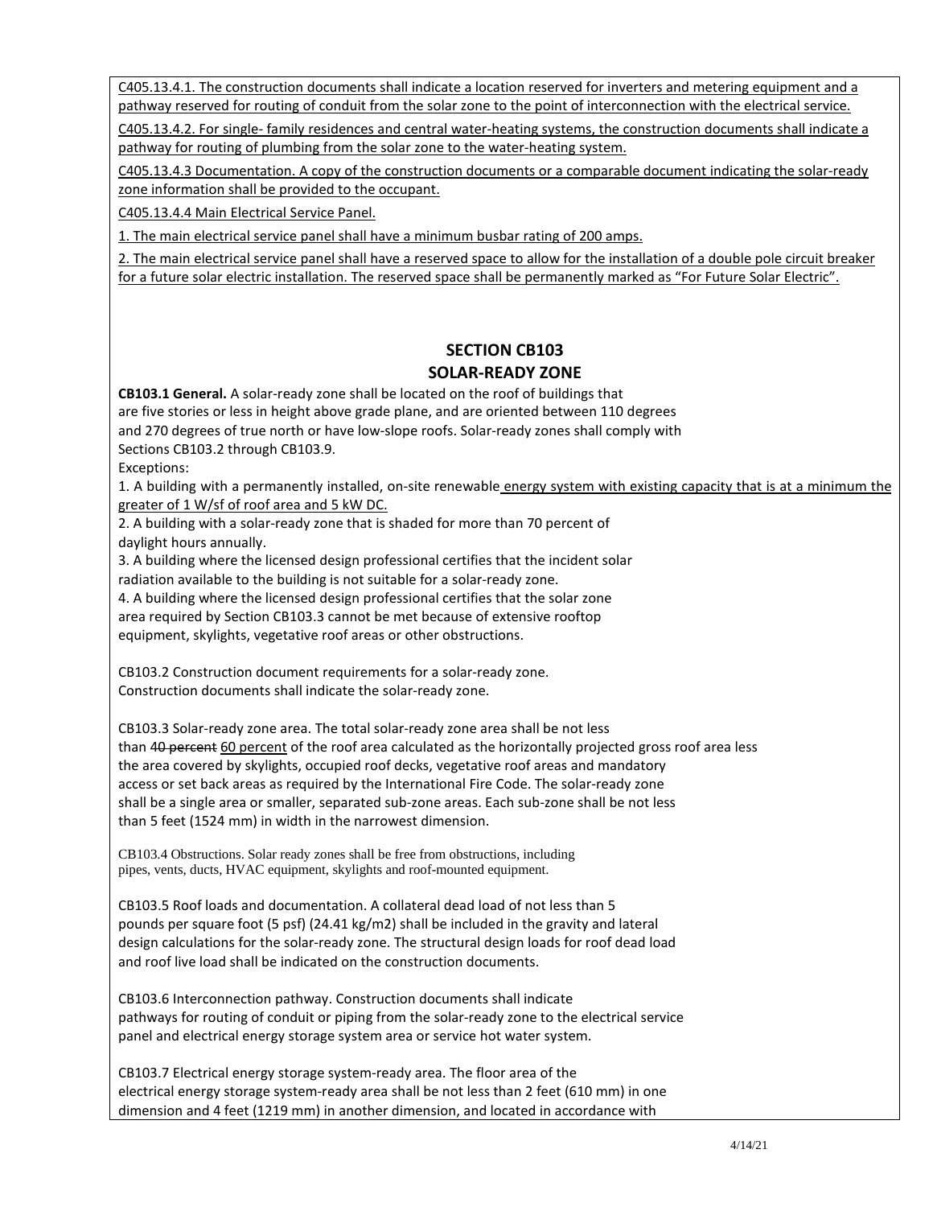C405.13.4.1. The construction documents shall indicate a location reserved for inverters and metering equipment and a pathway reserved for routing of conduit from the solar zone to the point of interconnection with the electrical service.

C405.13.4.2. For single- family residences and central water-heating systems, the construction documents shall indicate a pathway for routing of plumbing from the solar zone to the water-heating system.

C405.13.4.3 Documentation. A copy of the construction documents or a comparable document indicating the solar-ready zone information shall be provided to the occupant.

C405.13.4.4 Main Electrical Service Panel.

1. The main electrical service panel shall have a minimum busbar rating of 200 amps.
2. The main electrical service panel shall have a reserved space to allow for the installation of a double pole circuit breaker for a future solar electric installation. The reserved space shall be permanently marked as "For Future Solar Electric".

## SECTION CB103
## SOLAR-READY ZONE

**CB103.1 General.** A solar-ready zone shall be located on the roof of buildings that are five stories or less in height above grade plane, and are oriented between 110 degrees and 270 degrees of true north or have low-slope roofs. Solar-ready zones shall comply with Sections CB103.2 through CB103.9.

Exceptions:

1. A building with a permanently installed, on-site renewable energy system with existing capacity that is at a minimum the greater of 1 W/sf of roof area and 5 kW DC.
2. A building with a solar-ready zone that is shaded for more than 70 percent of daylight hours annually.
3. A building where the licensed design professional certifies that the incident solar radiation available to the building is not suitable for a solar-ready zone.
4. A building where the licensed design professional certifies that the solar zone area required by Section CB103.3 cannot be met because of extensive rooftop equipment, skylights, vegetative roof areas or other obstructions.

CB103.2 Construction document requirements for a solar-ready zone. Construction documents shall indicate the solar-ready zone.

CB103.3 Solar-ready zone area. The total solar-ready zone area shall be not less than ~~40 percent~~ 60 percent of the roof area calculated as the horizontally projected gross roof area less the area covered by skylights, occupied roof decks, vegetative roof areas and mandatory access or set back areas as required by the International Fire Code. The solar-ready zone shall be a single area or smaller, separated sub-zone areas. Each sub-zone shall be not less than 5 feet (1524 mm) in width in the narrowest dimension.

CB103.4 Obstructions. Solar ready zones shall be free from obstructions, including pipes, vents, ducts, HVAC equipment, skylights and roof-mounted equipment.

CB103.5 Roof loads and documentation. A collateral dead load of not less than 5 pounds per square foot (5 psf) (24.41 kg/m2) shall be included in the gravity and lateral design calculations for the solar-ready zone. The structural design loads for roof dead load and roof live load shall be indicated on the construction documents.

CB103.6 Interconnection pathway. Construction documents shall indicate pathways for routing of conduit or piping from the solar-ready zone to the electrical service panel and electrical energy storage system area or service hot water system.

CB103.7 Electrical energy storage system-ready area. The floor area of the electrical energy storage system-ready area shall be not less than 2 feet (610 mm) in one dimension and 4 feet (1219 mm) in another dimension, and located in accordance with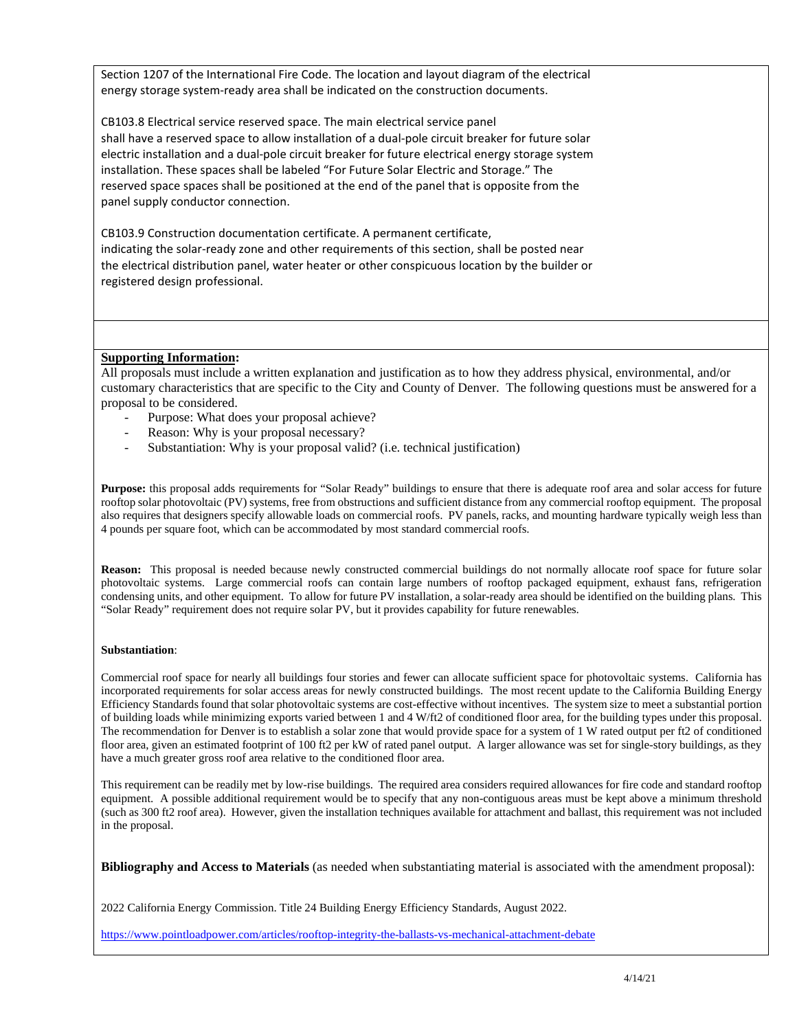Section 1207 of the International Fire Code. The location and layout diagram of the electrical energy storage system-ready area shall be indicated on the construction documents.

CB103.8 Electrical service reserved space. The main electrical service panel shall have a reserved space to allow installation of a dual-pole circuit breaker for future solar electric installation and a dual-pole circuit breaker for future electrical energy storage system installation. These spaces shall be labeled "For Future Solar Electric and Storage." The reserved space spaces shall be positioned at the end of the panel that is opposite from the panel supply conductor connection.

CB103.9 Construction documentation certificate. A permanent certificate, indicating the solar-ready zone and other requirements of this section, shall be posted near the electrical distribution panel, water heater or other conspicuous location by the builder or registered design professional.

**Supporting Information:**

All proposals must include a written explanation and justification as to how they address physical, environmental, and/or customary characteristics that are specific to the City and County of Denver. The following questions must be answered for a proposal to be considered.

- Purpose: What does your proposal achieve?
- Reason: Why is your proposal necessary?
- Substantiation: Why is your proposal valid? (i.e. technical justification)

**Purpose:** this proposal adds requirements for "Solar Ready" buildings to ensure that there is adequate roof area and solar access for future rooftop solar photovoltaic (PV) systems, free from obstructions and sufficient distance from any commercial rooftop equipment. The proposal also requires that designers specify allowable loads on commercial roofs. PV panels, racks, and mounting hardware typically weigh less than 4 pounds per square foot, which can be accommodated by most standard commercial roofs.

**Reason:** This proposal is needed because newly constructed commercial buildings do not normally allocate roof space for future solar photovoltaic systems. Large commercial roofs can contain large numbers of rooftop packaged equipment, exhaust fans, refrigeration condensing units, and other equipment. To allow for future PV installation, a solar-ready area should be identified on the building plans. This "Solar Ready" requirement does not require solar PV, but it provides capability for future renewables.

**Substantiation**:

Commercial roof space for nearly all buildings four stories and fewer can allocate sufficient space for photovoltaic systems. California has incorporated requirements for solar access areas for newly constructed buildings. The most recent update to the California Building Energy Efficiency Standards found that solar photovoltaic systems are cost-effective without incentives. The system size to meet a substantial portion of building loads while minimizing exports varied between 1 and 4 W/ft2 of conditioned floor area, for the building types under this proposal. The recommendation for Denver is to establish a solar zone that would provide space for a system of 1 W rated output per ft2 of conditioned floor area, given an estimated footprint of 100 ft2 per kW of rated panel output. A larger allowance was set for single-story buildings, as they have a much greater gross roof area relative to the conditioned floor area.

This requirement can be readily met by low-rise buildings. The required area considers required allowances for fire code and standard rooftop equipment. A possible additional requirement would be to specify that any non-contiguous areas must be kept above a minimum threshold (such as 300 ft2 roof area). However, given the installation techniques available for attachment and ballast, this requirement was not included in the proposal.

**Bibliography and Access to Materials** (as needed when substantiating material is associated with the amendment proposal):

2022 California Energy Commission. Title 24 Building Energy Efficiency Standards, August 2022.

https://www.pointloadpower.com/articles/rooftop-integrity-the-ballasts-vs-mechanical-attachment-debate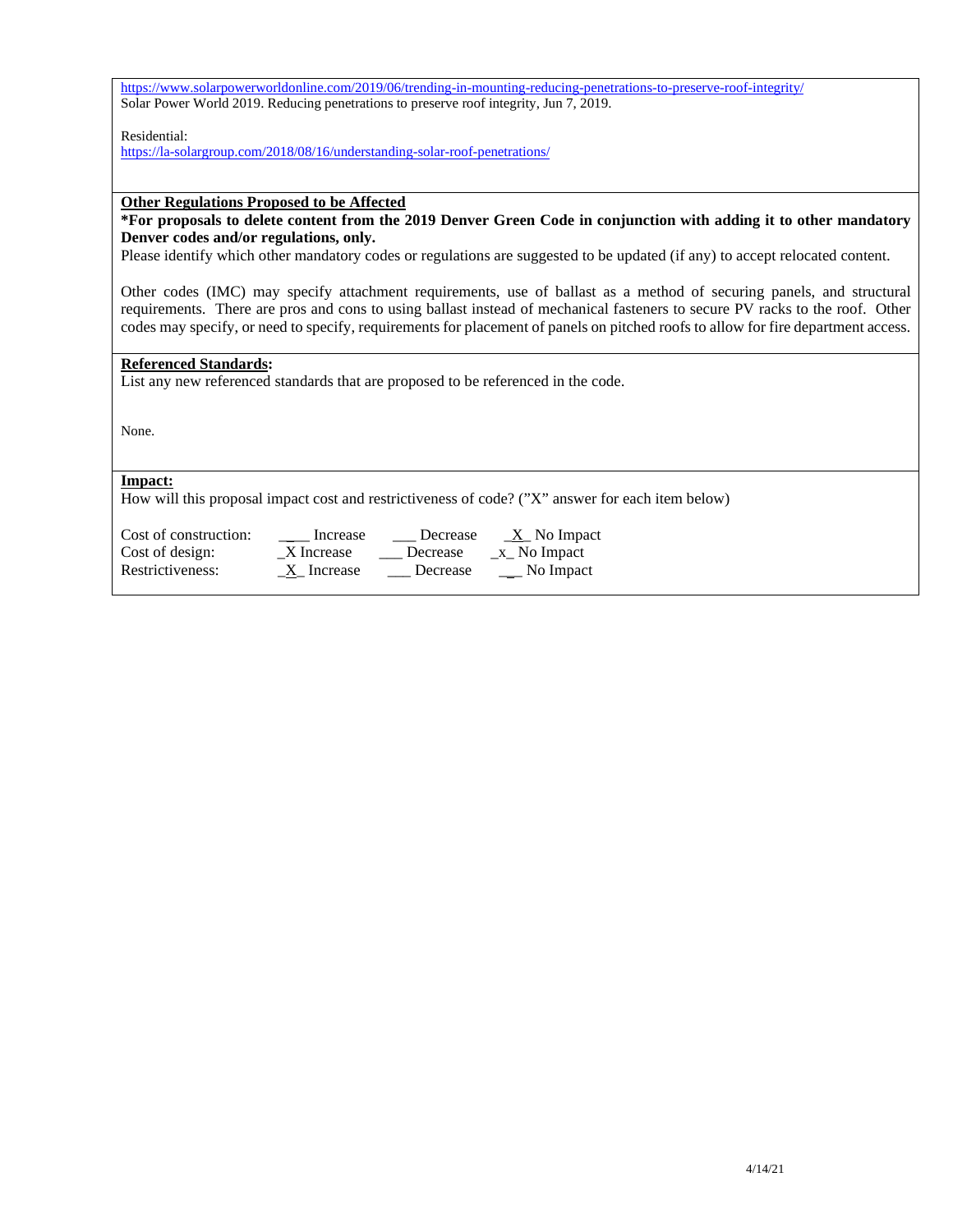https://www.solarpowerworldonline.com/2019/06/trending-in-mounting-reducing-penetrations-to-preserve-roof-integrity/
Solar Power World 2019. Reducing penetrations to preserve roof integrity, Jun 7, 2019.

Residential:
https://la-solargroup.com/2018/08/16/understanding-solar-roof-penetrations/

**Other Regulations Proposed to be Affected**

***For proposals to delete content from the 2019 Denver Green Code in conjunction with adding it to other mandatory Denver codes and/or regulations, only.**

Please identify which other mandatory codes or regulations are suggested to be updated (if any) to accept relocated content.

Other codes (IMC) may specify attachment requirements, use of ballast as a method of securing panels, and structural requirements. There are pros and cons to using ballast instead of mechanical fasteners to secure PV racks to the roof. Other codes may specify, or need to specify, requirements for placement of panels on pitched roofs to allow for fire department access.

**Referenced Standards:**

List any new referenced standards that are proposed to be referenced in the code.

None.

**Impact:**

How will this proposal impact cost and restrictiveness of code? ("X" answer for each item below)

| | | | |
|---|---|---|---|
| Cost of construction: | ___ Increase | ___ Decrease | _X_ No Impact |
| Cost of design: | _X Increase | ___ Decrease | _x_ No Impact |
| Restrictiveness: | _X_ Increase | ___ Decrease | ___ No Impact |